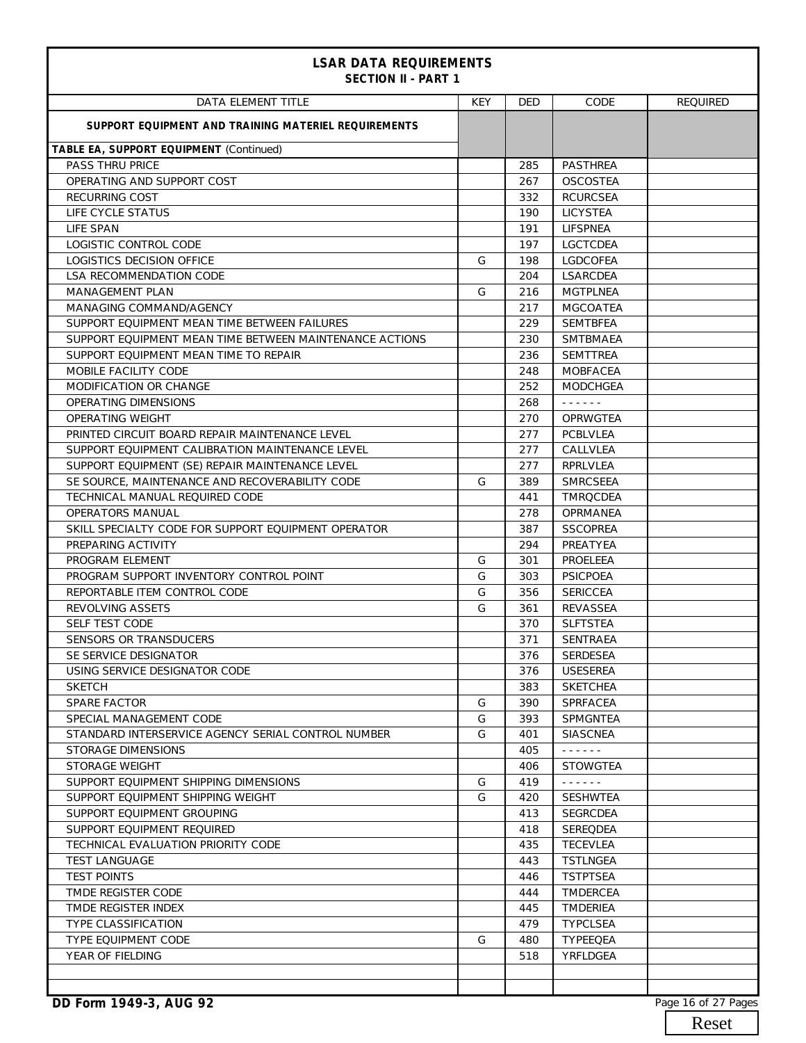# LSAR DATA REQUIREMENTS
## SECTION II - PART 1

| DATA ELEMENT TITLE | KEY | DED | CODE | REQUIRED |
|---|---|---|---|---|
| **SUPPORT EQUIPMENT AND TRAINING MATERIEL REQUIREMENTS** | | | | |
| **TABLE EA, SUPPORT EQUIPMENT** (Continued) | | | | |
| PASS THRU PRICE | | 285 | PASTHREA | |
| OPERATING AND SUPPORT COST | | 267 | OSCOSTEA | |
| RECURRING COST | | 332 | RCURCSEA | |
| LIFE CYCLE STATUS | | 190 | LICYSTEA | |
| LIFE SPAN | | 191 | LIFSPNEA | |
| LOGISTIC CONTROL CODE | | 197 | LGCTCDEA | |
| LOGISTICS DECISION OFFICE | G | 198 | LGDCOFEA | |
| LSA RECOMMENDATION CODE | | 204 | LSARCDEA | |
| MANAGEMENT PLAN | G | 216 | MGTPLNEA | |
| MANAGING COMMAND/AGENCY | | 217 | MGCOATEA | |
| SUPPORT EQUIPMENT MEAN TIME BETWEEN FAILURES | | 229 | SEMTBFEA | |
| SUPPORT EQUIPMENT MEAN TIME BETWEEN MAINTENANCE ACTIONS | | 230 | SMTBMAEA | |
| SUPPORT EQUIPMENT MEAN TIME TO REPAIR | | 236 | SEMTTREA | |
| MOBILE FACILITY CODE | | 248 | MOBFACEA | |
| MODIFICATION OR CHANGE | | 252 | MODCHGEA | |
| OPERATING DIMENSIONS | | 268 | - - - - - - | |
| OPERATING WEIGHT | | 270 | OPRWGTEA | |
| PRINTED CIRCUIT BOARD REPAIR MAINTENANCE LEVEL | | 277 | PCBLVLEA | |
| SUPPORT EQUIPMENT CALIBRATION MAINTENANCE LEVEL | | 277 | CALLVLEA | |
| SUPPORT EQUIPMENT (SE) REPAIR MAINTENANCE LEVEL | | 277 | RPRLVLEA | |
| SE SOURCE, MAINTENANCE AND RECOVERABILITY CODE | G | 389 | SMRCSEEA | |
| TECHNICAL MANUAL REQUIRED CODE | | 441 | TMRQCDEA | |
| OPERATORS MANUAL | | 278 | OPRMANEA | |
| SKILL SPECIALTY CODE FOR SUPPORT EQUIPMENT OPERATOR | | 387 | SSCOPREA | |
| PREPARING ACTIVITY | | 294 | PREATYEA | |
| PROGRAM ELEMENT | G | 301 | PROELEEA | |
| PROGRAM SUPPORT INVENTORY CONTROL POINT | G | 303 | PSICPOEA | |
| REPORTABLE ITEM CONTROL CODE | G | 356 | SERICCEA | |
| REVOLVING ASSETS | G | 361 | REVASSEA | |
| SELF TEST CODE | | 370 | SLFTSTEA | |
| SENSORS OR TRANSDUCERS | | 371 | SENTRAEA | |
| SE SERVICE DESIGNATOR | | 376 | SERDESEA | |
| USING SERVICE DESIGNATOR CODE | | 376 | USESEREA | |
| SKETCH | | 383 | SKETCHEA | |
| SPARE FACTOR | G | 390 | SPRFACEA | |
| SPECIAL MANAGEMENT CODE | G | 393 | SPMGNTEA | |
| STANDARD INTERSERVICE AGENCY SERIAL CONTROL NUMBER | G | 401 | SIASCNEA | |
| STORAGE DIMENSIONS | | 405 | - - - - - - | |
| STORAGE WEIGHT | | 406 | STOWGTEA | |
| SUPPORT EQUIPMENT SHIPPING DIMENSIONS | G | 419 | - - - - - - | |
| SUPPORT EQUIPMENT SHIPPING WEIGHT | G | 420 | SESHWTEA | |
| SUPPORT EQUIPMENT GROUPING | | 413 | SEGRCDEA | |
| SUPPORT EQUIPMENT REQUIRED | | 418 | SEREQDEA | |
| TECHNICAL EVALUATION PRIORITY CODE | | 435 | TECEVLEA | |
| TEST LANGUAGE | | 443 | TSTLNGEA | |
| TEST POINTS | | 446 | TSTPTSEA | |
| TMDE REGISTER CODE | | 444 | TMDERCEA | |
| TMDE REGISTER INDEX | | 445 | TMDERIEA | |
| TYPE CLASSIFICATION | | 479 | TYPCLSEA | |
| TYPE EQUIPMENT CODE | G | 480 | TYPEEQEA | |
| YEAR OF FIELDING | | 518 | YRFLDGEA | |
| | | | | |
| | | | | |

DD Form 1949-3, AUG 92

Reset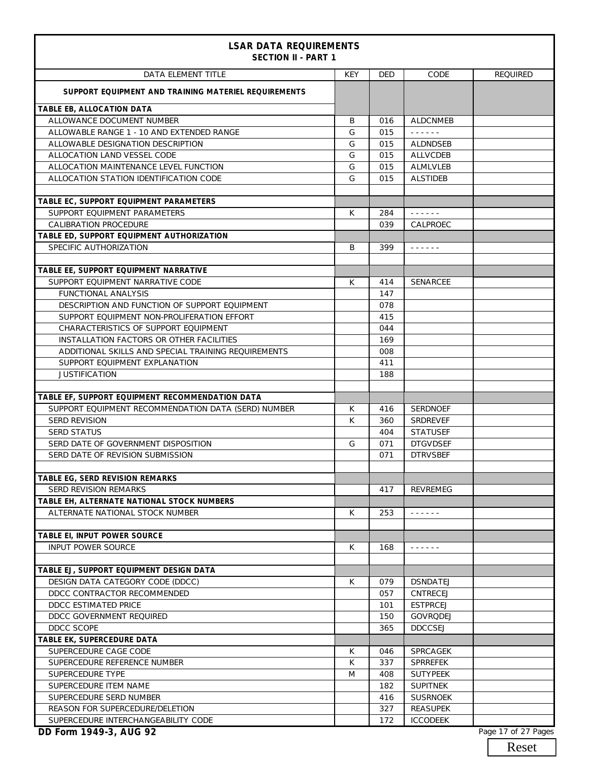## LSAR DATA REQUIREMENTS
### SECTION II - PART 1

| DATA ELEMENT TITLE | KEY | DED | CODE | REQUIRED |
|---|---|---|---|---|
| **SUPPORT EQUIPMENT AND TRAINING MATERIEL REQUIREMENTS** | | | | |
| **TABLE EB, ALLOCATION DATA** | | | | |
| ALLOWANCE DOCUMENT NUMBER | B | 016 | ALDCNMEB | |
| ALLOWABLE RANGE 1 - 10 AND EXTENDED RANGE | G | 015 | - - - - - - | |
| ALLOWABLE DESIGNATION DESCRIPTION | G | 015 | ALDNDSEB | |
| ALLOCATION LAND VESSEL CODE | G | 015 | ALLVCDEB | |
| ALLOCATION MAINTENANCE LEVEL FUNCTION | G | 015 | ALMLVLEB | |
| ALLOCATION STATION IDENTIFICATION CODE | G | 015 | ALSTIDEB | |
| | | | | |
| **TABLE EC, SUPPORT EQUIPMENT PARAMETERS** | | | | |
| SUPPORT EQUIPMENT PARAMETERS | K | 284 | - - - - - - | |
| CALIBRATION PROCEDURE | | 039 | CALPROEC | |
| **TABLE ED, SUPPORT EQUIPMENT AUTHORIZATION** | | | | |
| SPECIFIC AUTHORIZATION | B | 399 | - - - - - - | |
| | | | | |
| **TABLE EE, SUPPORT EQUIPMENT NARRATIVE** | | | | |
| SUPPORT EQUIPMENT NARRATIVE CODE | K | 414 | SENARCEE | |
| FUNCTIONAL ANALYSIS | | 147 | | |
| DESCRIPTION AND FUNCTION OF SUPPORT EQUIPMENT | | 078 | | |
| SUPPORT EQUIPMENT NON-PROLIFERATION EFFORT | | 415 | | |
| CHARACTERISTICS OF SUPPORT EQUIPMENT | | 044 | | |
| INSTALLATION FACTORS OR OTHER FACILITIES | | 169 | | |
| ADDITIONAL SKILLS AND SPECIAL TRAINING REQUIREMENTS | | 008 | | |
| SUPPORT EQUIPMENT EXPLANATION | | 411 | | |
| JUSTIFICATION | | 188 | | |
| | | | | |
| **TABLE EF, SUPPORT EQUIPMENT RECOMMENDATION DATA** | | | | |
| SUPPORT EQUIPMENT RECOMMENDATION DATA (SERD) NUMBER | K | 416 | SERDNOEF | |
| SERD REVISION | K | 360 | SRDREVEF | |
| SERD STATUS | | 404 | STATUSEF | |
| SERD DATE OF GOVERNMENT DISPOSITION | G | 071 | DTGVDSEF | |
| SERD DATE OF REVISION SUBMISSION | | 071 | DTRVSBEF | |
| | | | | |
| **TABLE EG, SERD REVISION REMARKS** | | | | |
| SERD REVISION REMARKS | | 417 | REVREMEG | |
| **TABLE EH, ALTERNATE NATIONAL STOCK NUMBERS** | | | | |
| ALTERNATE NATIONAL STOCK NUMBER | K | 253 | - - - - - - | |
| | | | | |
| **TABLE EI, INPUT POWER SOURCE** | | | | |
| INPUT POWER SOURCE | K | 168 | - - - - - - | |
| | | | | |
| **TABLE EJ, SUPPORT EQUIPMENT DESIGN DATA** | | | | |
| DESIGN DATA CATEGORY CODE (DDCC) | K | 079 | DSNDATEJ | |
| DDCC CONTRACTOR RECOMMENDED | | 057 | CNTRECEJ | |
| DDCC ESTIMATED PRICE | | 101 | ESTPRCEJ | |
| DDCC GOVERNMENT REQUIRED | | 150 | GOVRQDEJ | |
| DDCC SCOPE | | 365 | DDCCSEJ | |
| **TABLE EK, SUPERCEDURE DATA** | | | | |
| SUPERCEDURE CAGE CODE | K | 046 | SPRCAGEK | |
| SUPERCEDURE REFERENCE NUMBER | K | 337 | SPRREFEK | |
| SUPERCEDURE TYPE | M | 408 | SUTYPEEK | |
| SUPERCEDURE ITEM NAME | | 182 | SUPITNEK | |
| SUPERCEDURE SERD NUMBER | | 416 | SUSRNOEK | |
| REASON FOR SUPERCEDURE/DELETION | | 327 | REASUPEK | |
| SUPERCEDURE INTERCHANGEABILITY CODE | | 172 | ICCODEEK | |

**DD Form 1949-3, AUG 92**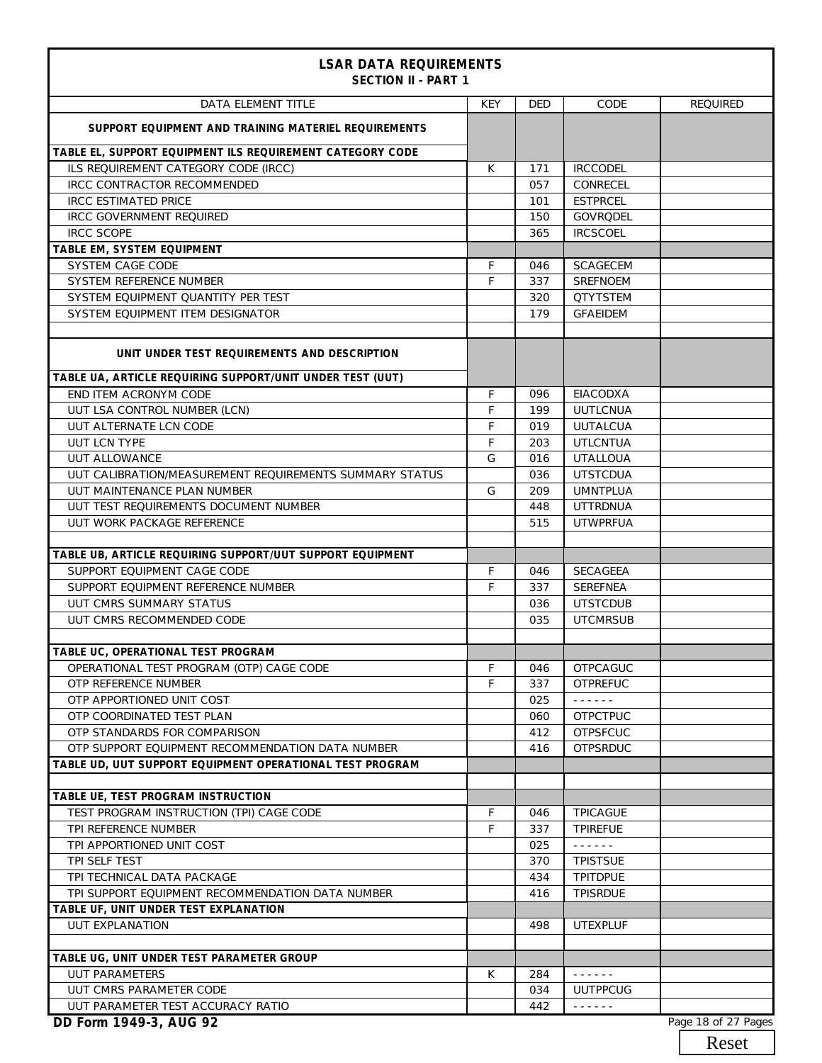# LSAR DATA REQUIREMENTS
## SECTION II - PART 1

| DATA ELEMENT TITLE | KEY | DED | CODE | REQUIRED |
|---|---|---|---|---|
| **SUPPORT EQUIPMENT AND TRAINING MATERIEL REQUIREMENTS** | | | | |
| **TABLE EL, SUPPORT EQUIPMENT ILS REQUIREMENT CATEGORY CODE** | | | | |
| ILS REQUIREMENT CATEGORY CODE (IRCC) | K | 171 | IRCCODEL | |
| IRCC CONTRACTOR RECOMMENDED | | 057 | CONRECEL | |
| IRCC ESTIMATED PRICE | | 101 | ESTPRCEL | |
| IRCC GOVERNMENT REQUIRED | | 150 | GOVRQDEL | |
| IRCC SCOPE | | 365 | IRCSCOEL | |
| **TABLE EM, SYSTEM EQUIPMENT** | | | | |
| SYSTEM CAGE CODE | F | 046 | SCAGECEM | |
| SYSTEM REFERENCE NUMBER | F | 337 | SREFNOEM | |
| SYSTEM EQUIPMENT QUANTITY PER TEST | | 320 | QTYTSTEM | |
| SYSTEM EQUIPMENT ITEM DESIGNATOR | | 179 | GFAEIDEM | |
| | | | | |
| **UNIT UNDER TEST REQUIREMENTS AND DESCRIPTION** | | | | |
| **TABLE UA, ARTICLE REQUIRING SUPPORT/UNIT UNDER TEST (UUT)** | | | | |
| END ITEM ACRONYM CODE | F | 096 | EIACODXA | |
| UUT LSA CONTROL NUMBER (LCN) | F | 199 | UUTLCNUA | |
| UUT ALTERNATE LCN CODE | F | 019 | UUTALCUA | |
| UUT LCN TYPE | F | 203 | UTLCNTUA | |
| UUT ALLOWANCE | G | 016 | UTALLOUA | |
| UUT CALIBRATION/MEASUREMENT REQUIREMENTS SUMMARY STATUS | | 036 | UTSTCDUA | |
| UUT MAINTENANCE PLAN NUMBER | G | 209 | UMNTPLUA | |
| UUT TEST REQUIREMENTS DOCUMENT NUMBER | | 448 | UTTRDNUA | |
| UUT WORK PACKAGE REFERENCE | | 515 | UTWPRFUA | |
| | | | | |
| **TABLE UB, ARTICLE REQUIRING SUPPORT/UUT SUPPORT EQUIPMENT** | | | | |
| SUPPORT EQUIPMENT CAGE CODE | F | 046 | SECAGEEA | |
| SUPPORT EQUIPMENT REFERENCE NUMBER | F | 337 | SEREFNEA | |
| UUT CMRS SUMMARY STATUS | | 036 | UTSTCDUB | |
| UUT CMRS RECOMMENDED CODE | | 035 | UTCMRSUB | |
| | | | | |
| **TABLE UC, OPERATIONAL TEST PROGRAM** | | | | |
| OPERATIONAL TEST PROGRAM (OTP) CAGE CODE | F | 046 | OTPCAGUC | |
| OTP REFERENCE NUMBER | F | 337 | OTPREFUC | |
| OTP APPORTIONED UNIT COST | | 025 | ------ | |
| OTP COORDINATED TEST PLAN | | 060 | OTPCTPUC | |
| OTP STANDARDS FOR COMPARISON | | 412 | OTPSFCUC | |
| OTP SUPPORT EQUIPMENT RECOMMENDATION DATA NUMBER | | 416 | OTPSRDUC | |
| **TABLE UD, UUT SUPPORT EQUIPMENT OPERATIONAL TEST PROGRAM** | | | | |
| | | | | |
| **TABLE UE, TEST PROGRAM INSTRUCTION** | | | | |
| TEST PROGRAM INSTRUCTION (TPI) CAGE CODE | F | 046 | TPICAGUE | |
| TPI REFERENCE NUMBER | F | 337 | TPIREFUE | |
| TPI APPORTIONED UNIT COST | | 025 | ------ | |
| TPI SELF TEST | | 370 | TPISTSUE | |
| TPI TECHNICAL DATA PACKAGE | | 434 | TPITDPUE | |
| TPI SUPPORT EQUIPMENT RECOMMENDATION DATA NUMBER | | 416 | TPISRDUE | |
| **TABLE UF, UNIT UNDER TEST EXPLANATION** | | | | |
| UUT EXPLANATION | | 498 | UTEXPLUF | |
| | | | | |
| **TABLE UG, UNIT UNDER TEST PARAMETER GROUP** | | | | |
| UUT PARAMETERS | K | 284 | ------ | |
| UUT CMRS PARAMETER CODE | | 034 | UUTPPCUG | |
| UUT PARAMETER TEST ACCURACY RATIO | | 442 | ------ | |

**DD Form 1949-3, AUG 92**

Reset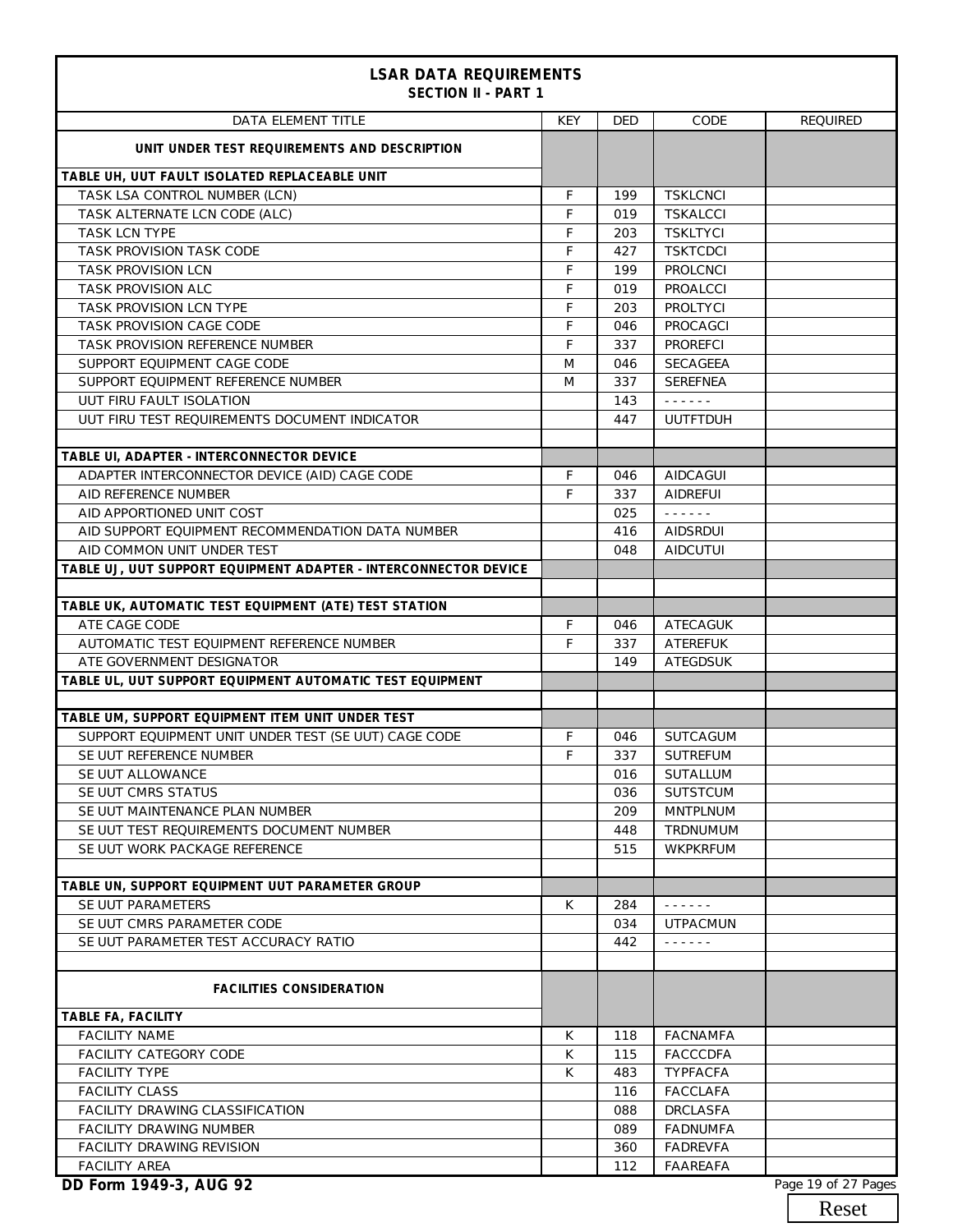# LSAR DATA REQUIREMENTS

## SECTION II - PART 1

| DATA ELEMENT TITLE | KEY | DED | CODE | REQUIRED |
|---|---|---|---|---|
| **UNIT UNDER TEST REQUIREMENTS AND DESCRIPTION** | | | | |
| **TABLE UH, UUT FAULT ISOLATED REPLACEABLE UNIT** | | | | |
| TASK LSA CONTROL NUMBER (LCN) | F | 199 | TSKLCNCI | |
| TASK ALTERNATE LCN CODE (ALC) | F | 019 | TSKALCCI | |
| TASK LCN TYPE | F | 203 | TSKLTYCI | |
| TASK PROVISION TASK CODE | F | 427 | TSKTCDCI | |
| TASK PROVISION LCN | F | 199 | PROLCNCI | |
| TASK PROVISION ALC | F | 019 | PROALCCI | |
| TASK PROVISION LCN TYPE | F | 203 | PROLTYCI | |
| TASK PROVISION CAGE CODE | F | 046 | PROCAGCI | |
| TASK PROVISION REFERENCE NUMBER | F | 337 | PROREFCI | |
| SUPPORT EQUIPMENT CAGE CODE | M | 046 | SECAGEEA | |
| SUPPORT EQUIPMENT REFERENCE NUMBER | M | 337 | SEREFNEA | |
| UUT FIRU FAULT ISOLATION | | 143 | - - - - - - | |
| UUT FIRU TEST REQUIREMENTS DOCUMENT INDICATOR | | 447 | UUTFTDUH | |
| | | | | |
| **TABLE UI, ADAPTER - INTERCONNECTOR DEVICE** | | | | |
| ADAPTER INTERCONNECTOR DEVICE (AID) CAGE CODE | F | 046 | AIDCAGUI | |
| AID REFERENCE NUMBER | F | 337 | AIDREFUI | |
| AID APPORTIONED UNIT COST | | 025 | - - - - - - | |
| AID SUPPORT EQUIPMENT RECOMMENDATION DATA NUMBER | | 416 | AIDSRDUI | |
| AID COMMON UNIT UNDER TEST | | 048 | AIDCUTUI | |
| **TABLE UJ, UUT SUPPORT EQUIPMENT ADAPTER - INTERCONNECTOR DEVICE** | | | | |
| | | | | |
| **TABLE UK, AUTOMATIC TEST EQUIPMENT (ATE) TEST STATION** | | | | |
| ATE CAGE CODE | F | 046 | ATECAGUK | |
| AUTOMATIC TEST EQUIPMENT REFERENCE NUMBER | F | 337 | ATEREFUK | |
| ATE GOVERNMENT DESIGNATOR | | 149 | ATEGDSUK | |
| **TABLE UL, UUT SUPPORT EQUIPMENT AUTOMATIC TEST EQUIPMENT** | | | | |
| | | | | |
| **TABLE UM, SUPPORT EQUIPMENT ITEM UNIT UNDER TEST** | | | | |
| SUPPORT EQUIPMENT UNIT UNDER TEST (SE UUT) CAGE CODE | F | 046 | SUTCAGUM | |
| SE UUT REFERENCE NUMBER | F | 337 | SUTREFUM | |
| SE UUT ALLOWANCE | | 016 | SUTALLUM | |
| SE UUT CMRS STATUS | | 036 | SUTSTCUM | |
| SE UUT MAINTENANCE PLAN NUMBER | | 209 | MNTPLNUM | |
| SE UUT TEST REQUIREMENTS DOCUMENT NUMBER | | 448 | TRDNUMUM | |
| SE UUT WORK PACKAGE REFERENCE | | 515 | WKPKRFUM | |
| | | | | |
| **TABLE UN, SUPPORT EQUIPMENT UUT PARAMETER GROUP** | | | | |
| SE UUT PARAMETERS | K | 284 | - - - - - - | |
| SE UUT CMRS PARAMETER CODE | | 034 | UTPACMUN | |
| SE UUT PARAMETER TEST ACCURACY RATIO | | 442 | - - - - - - | |
| | | | | |
| **FACILITIES CONSIDERATION** | | | | |
| **TABLE FA, FACILITY** | | | | |
| FACILITY NAME | K | 118 | FACNAMFA | |
| FACILITY CATEGORY CODE | K | 115 | FACCCDFA | |
| FACILITY TYPE | K | 483 | TYPFACFA | |
| FACILITY CLASS | | 116 | FACCLAFA | |
| FACILITY DRAWING CLASSIFICATION | | 088 | DRCLASFA | |
| FACILITY DRAWING NUMBER | | 089 | FADNUMFA | |
| FACILITY DRAWING REVISION | | 360 | FADREVFA | |
| FACILITY AREA | | 112 | FAAREAFA | |

DD Form 1949-3, AUG 92

Reset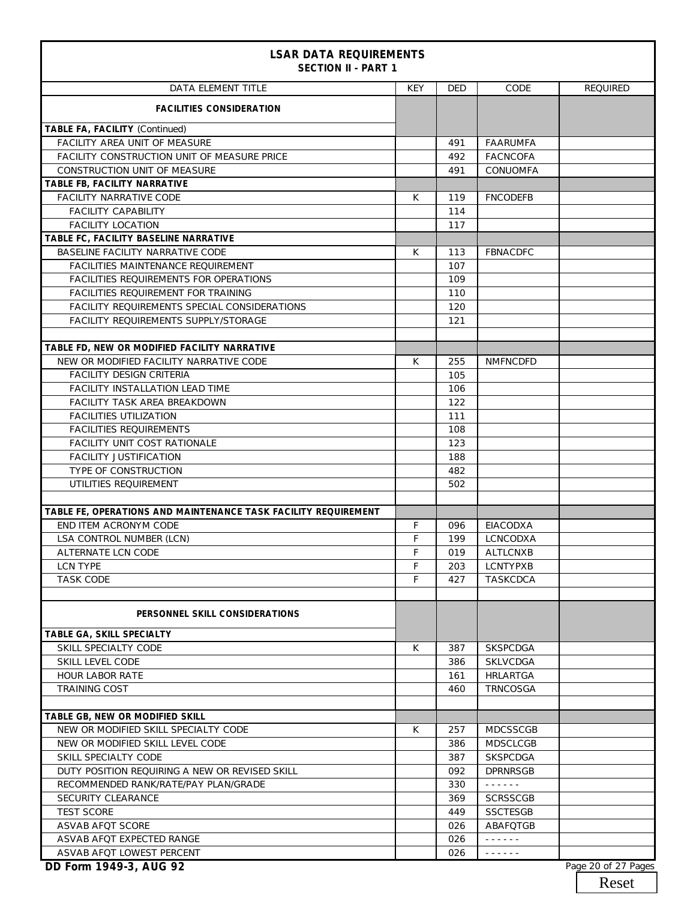## LSAR DATA REQUIREMENTS
### SECTION II - PART 1

| DATA ELEMENT TITLE | KEY | DED | CODE | REQUIRED |
|---|---|---|---|---|
| **FACILITIES CONSIDERATION** | | | | |
| **TABLE FA, FACILITY** (Continued) | | | | |
| FACILITY AREA UNIT OF MEASURE | | 491 | FAARUMFA | |
| FACILITY CONSTRUCTION UNIT OF MEASURE PRICE | | 492 | FACNCOFA | |
| CONSTRUCTION UNIT OF MEASURE | | 491 | CONUOMFA | |
| **TABLE FB, FACILITY NARRATIVE** | | | | |
| FACILITY NARRATIVE CODE | K | 119 | FNCODEFB | |
| FACILITY CAPABILITY | | 114 | | |
| FACILITY LOCATION | | 117 | | |
| **TABLE FC, FACILITY BASELINE NARRATIVE** | | | | |
| BASELINE FACILITY NARRATIVE CODE | K | 113 | FBNACDFC | |
| FACILITIES MAINTENANCE REQUIREMENT | | 107 | | |
| FACILITIES REQUIREMENTS FOR OPERATIONS | | 109 | | |
| FACILITIES REQUIREMENT FOR TRAINING | | 110 | | |
| FACILITY REQUIREMENTS SPECIAL CONSIDERATIONS | | 120 | | |
| FACILITY REQUIREMENTS SUPPLY/STORAGE | | 121 | | |
| | | | | |
| **TABLE FD, NEW OR MODIFIED FACILITY NARRATIVE** | | | | |
| NEW OR MODIFIED FACILITY NARRATIVE CODE | K | 255 | NMFNCDFD | |
| FACILITY DESIGN CRITERIA | | 105 | | |
| FACILITY INSTALLATION LEAD TIME | | 106 | | |
| FACILITY TASK AREA BREAKDOWN | | 122 | | |
| FACILITIES UTILIZATION | | 111 | | |
| FACILITIES REQUIREMENTS | | 108 | | |
| FACILITY UNIT COST RATIONALE | | 123 | | |
| FACILITY JUSTIFICATION | | 188 | | |
| TYPE OF CONSTRUCTION | | 482 | | |
| UTILITIES REQUIREMENT | | 502 | | |
| | | | | |
| **TABLE FE, OPERATIONS AND MAINTENANCE TASK FACILITY REQUIREMENT** | | | | |
| END ITEM ACRONYM CODE | F | 096 | EIACODXA | |
| LSA CONTROL NUMBER (LCN) | F | 199 | LCNCODXA | |
| ALTERNATE LCN CODE | F | 019 | ALTLCNXB | |
| LCN TYPE | F | 203 | LCNTYPXB | |
| TASK CODE | F | 427 | TASKCDCA | |
| | | | | |
| **PERSONNEL SKILL CONSIDERATIONS** | | | | |
| **TABLE GA, SKILL SPECIALTY** | | | | |
| SKILL SPECIALTY CODE | K | 387 | SKSPCDGA | |
| SKILL LEVEL CODE | | 386 | SKLVCDGA | |
| HOUR LABOR RATE | | 161 | HRLARTGA | |
| TRAINING COST | | 460 | TRNCOSGA | |
| | | | | |
| **TABLE GB, NEW OR MODIFIED SKILL** | | | | |
| NEW OR MODIFIED SKILL SPECIALTY CODE | K | 257 | MDCSSCGB | |
| NEW OR MODIFIED SKILL LEVEL CODE | | 386 | MDSCLCGB | |
| SKILL SPECIALTY CODE | | 387 | SKSPCDGA | |
| DUTY POSITION REQUIRING A NEW OR REVISED SKILL | | 092 | DPRNRSGB | |
| RECOMMENDED RANK/RATE/PAY PLAN/GRADE | | 330 | - - - - - - | |
| SECURITY CLEARANCE | | 369 | SCRSSCGB | |
| TEST SCORE | | 449 | SSCTESGB | |
| ASVAB AFQT SCORE | | 026 | ABAFQTGB | |
| ASVAB AFQT EXPECTED RANGE | | 026 | - - - - - - | |
| ASVAB AFQT LOWEST PERCENT | | 026 | - - - - - - | |

**DD Form 1949-3, AUG 92**

Reset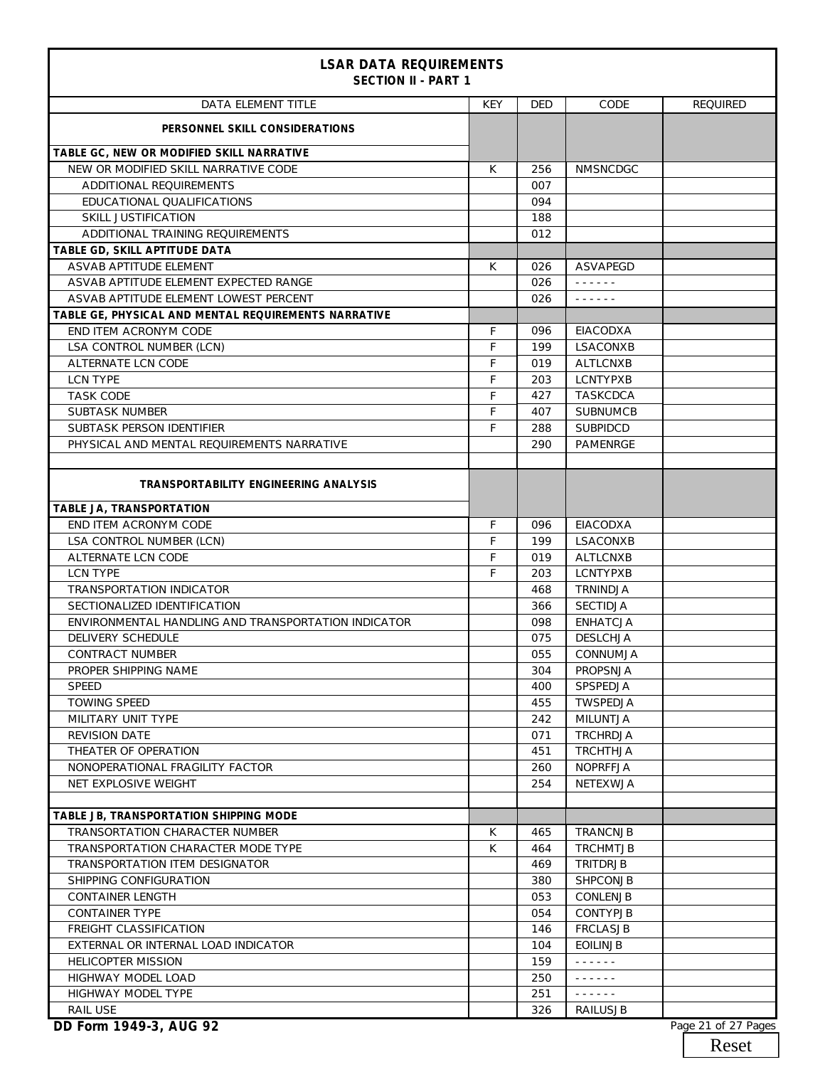# LSAR DATA REQUIREMENTS

## SECTION II - PART 1

| DATA ELEMENT TITLE | KEY | DED | CODE | REQUIRED |
|---|---|---|---|---|
| **PERSONNEL SKILL CONSIDERATIONS** | | | | |
| **TABLE GC, NEW OR MODIFIED SKILL NARRATIVE** | | | | |
| NEW OR MODIFIED SKILL NARRATIVE CODE | K | 256 | NMSNCDGC | |
| ADDITIONAL REQUIREMENTS | | 007 | | |
| EDUCATIONAL QUALIFICATIONS | | 094 | | |
| SKILL JUSTIFICATION | | 188 | | |
| ADDITIONAL TRAINING REQUIREMENTS | | 012 | | |
| **TABLE GD, SKILL APTITUDE DATA** | | | | |
| ASVAB APTITUDE ELEMENT | K | 026 | ASVAPEGD | |
| ASVAB APTITUDE ELEMENT EXPECTED RANGE | | 026 | ------ | |
| ASVAB APTITUDE ELEMENT LOWEST PERCENT | | 026 | ------ | |
| **TABLE GE, PHYSICAL AND MENTAL REQUIREMENTS NARRATIVE** | | | | |
| END ITEM ACRONYM CODE | F | 096 | EIACODXA | |
| LSA CONTROL NUMBER (LCN) | F | 199 | LSACONXB | |
| ALTERNATE LCN CODE | F | 019 | ALTLCNXB | |
| LCN TYPE | F | 203 | LCNTYPXB | |
| TASK CODE | F | 427 | TASKCDCA | |
| SUBTASK NUMBER | F | 407 | SUBNUMCB | |
| SUBTASK PERSON IDENTIFIER | F | 288 | SUBPIDCD | |
| PHYSICAL AND MENTAL REQUIREMENTS NARRATIVE | | 290 | PAMENRGE | |
| | | | | |
| **TRANSPORTABILITY ENGINEERING ANALYSIS** | | | | |
| **TABLE JA, TRANSPORTATION** | | | | |
| END ITEM ACRONYM CODE | F | 096 | EIACODXA | |
| LSA CONTROL NUMBER (LCN) | F | 199 | LSACONXB | |
| ALTERNATE LCN CODE | F | 019 | ALTLCNXB | |
| LCN TYPE | F | 203 | LCNTYPXB | |
| TRANSPORTATION INDICATOR | | 468 | TRNINDJA | |
| SECTIONALIZED IDENTIFICATION | | 366 | SECTIDJA | |
| ENVIRONMENTAL HANDLING AND TRANSPORTATION INDICATOR | | 098 | ENHATCJA | |
| DELIVERY SCHEDULE | | 075 | DESLCHJA | |
| CONTRACT NUMBER | | 055 | CONNUMJA | |
| PROPER SHIPPING NAME | | 304 | PROPSNJA | |
| SPEED | | 400 | SPSPEDJA | |
| TOWING SPEED | | 455 | TWSPEDJA | |
| MILITARY UNIT TYPE | | 242 | MILUNTJA | |
| REVISION DATE | | 071 | TRCHRDJA | |
| THEATER OF OPERATION | | 451 | TRCHTHJA | |
| NONOPERATIONAL FRAGILITY FACTOR | | 260 | NOPRFFJA | |
| NET EXPLOSIVE WEIGHT | | 254 | NETEXWJA | |
| | | | | |
| **TABLE JB, TRANSPORTATION SHIPPING MODE** | | | | |
| TRANSORTATION CHARACTER NUMBER | K | 465 | TRANCNJB | |
| TRANSPORTATION CHARACTER MODE TYPE | K | 464 | TRCHMTJB | |
| TRANSPORTATION ITEM DESIGNATOR | | 469 | TRITDRJB | |
| SHIPPING CONFIGURATION | | 380 | SHPCONJB | |
| CONTAINER LENGTH | | 053 | CONLENJB | |
| CONTAINER TYPE | | 054 | CONTYPJB | |
| FREIGHT CLASSIFICATION | | 146 | FRCLASJB | |
| EXTERNAL OR INTERNAL LOAD INDICATOR | | 104 | EOILINJB | |
| HELICOPTER MISSION | | 159 | ------ | |
| HIGHWAY MODEL LOAD | | 250 | ------ | |
| HIGHWAY MODEL TYPE | | 251 | ------ | |
| RAIL USE | | 326 | RAILUSJB | |

**DD Form 1949-3, AUG 92**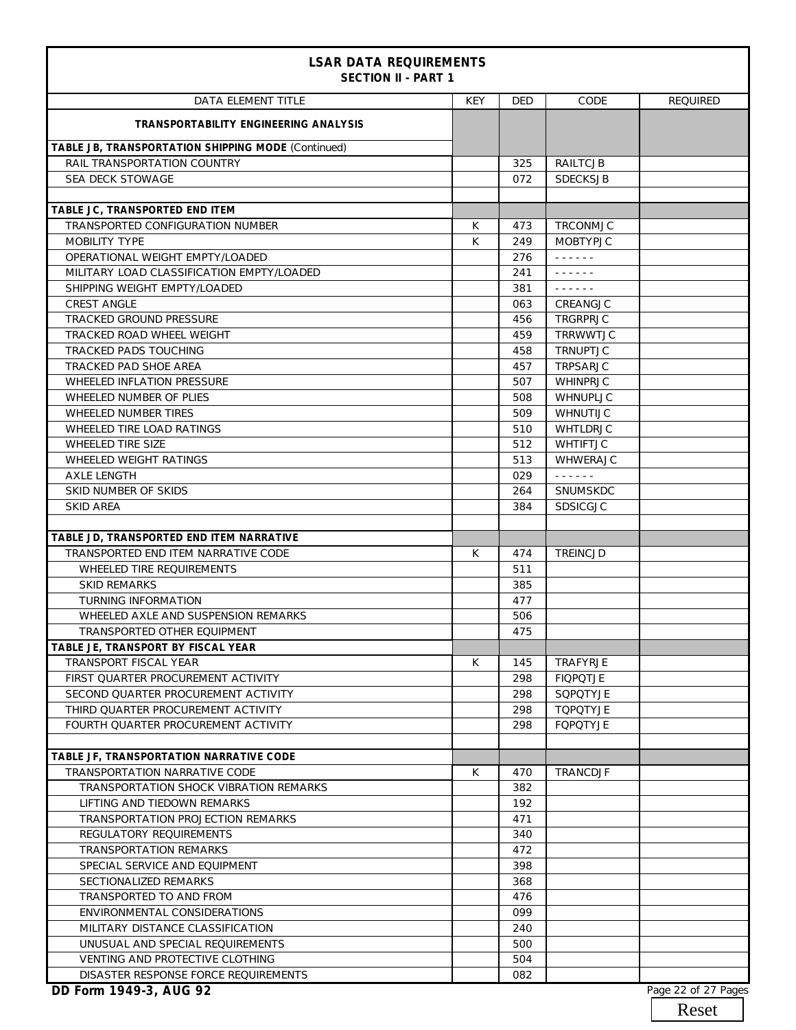# LSAR DATA REQUIREMENTS

## SECTION II - PART 1

| DATA ELEMENT TITLE | KEY | DED | CODE | REQUIRED |
|---|---|---|---|---|
| **TRANSPORTABILITY ENGINEERING ANALYSIS** | | | | |
| **TABLE JB, TRANSPORTATION SHIPPING MODE** (Continued) | | | | |
| RAIL TRANSPORTATION COUNTRY | | 325 | RAILTCJB | |
| SEA DECK STOWAGE | | 072 | SDECKSJB | |
| | | | | |
| **TABLE JC, TRANSPORTED END ITEM** | | | | |
| TRANSPORTED CONFIGURATION NUMBER | K | 473 | TRCONMJC | |
| MOBILITY TYPE | K | 249 | MOBTYPJC | |
| OPERATIONAL WEIGHT EMPTY/LOADED | | 276 | - - - - - - | |
| MILITARY LOAD CLASSIFICATION EMPTY/LOADED | | 241 | - - - - - - | |
| SHIPPING WEIGHT EMPTY/LOADED | | 381 | - - - - - - | |
| CREST ANGLE | | 063 | CREANGJC | |
| TRACKED GROUND PRESSURE | | 456 | TRGRPRJC | |
| TRACKED ROAD WHEEL WEIGHT | | 459 | TRRWWTJC | |
| TRACKED PADS TOUCHING | | 458 | TRNUPTJC | |
| TRACKED PAD SHOE AREA | | 457 | TRPSARJC | |
| WHEELED INFLATION PRESSURE | | 507 | WHINPRJC | |
| WHEELED NUMBER OF PLIES | | 508 | WHNUPLJC | |
| WHEELED NUMBER TIRES | | 509 | WHNUTIJC | |
| WHEELED TIRE LOAD RATINGS | | 510 | WHTLDRJC | |
| WHEELED TIRE SIZE | | 512 | WHTIFTJC | |
| WHEELED WEIGHT RATINGS | | 513 | WHWERAJC | |
| AXLE LENGTH | | 029 | - - - - - - | |
| SKID NUMBER OF SKIDS | | 264 | SNUMSKDC | |
| SKID AREA | | 384 | SDSICGJC | |
| | | | | |
| **TABLE JD, TRANSPORTED END ITEM NARRATIVE** | | | | |
| TRANSPORTED END ITEM NARRATIVE CODE | K | 474 | TREINCJD | |
| WHEELED TIRE REQUIREMENTS | | 511 | | |
| SKID REMARKS | | 385 | | |
| TURNING INFORMATION | | 477 | | |
| WHEELED AXLE AND SUSPENSION REMARKS | | 506 | | |
| TRANSPORTED OTHER EQUIPMENT | | 475 | | |
| **TABLE JE, TRANSPORT BY FISCAL YEAR** | | | | |
| TRANSPORT FISCAL YEAR | K | 145 | TRAFYRJE | |
| FIRST QUARTER PROCUREMENT ACTIVITY | | 298 | FIQPQTJE | |
| SECOND QUARTER PROCUREMENT ACTIVITY | | 298 | SQPQTYJE | |
| THIRD QUARTER PROCUREMENT ACTIVITY | | 298 | TQPQTYJE | |
| FOURTH QUARTER PROCUREMENT ACTIVITY | | 298 | FQPQTYJE | |
| | | | | |
| **TABLE JF, TRANSPORTATION NARRATIVE CODE** | | | | |
| TRANSPORTATION NARRATIVE CODE | K | 470 | TRANCDJF | |
| TRANSPORTATION SHOCK VIBRATION REMARKS | | 382 | | |
| LIFTING AND TIEDOWN REMARKS | | 192 | | |
| TRANSPORTATION PROJECTION REMARKS | | 471 | | |
| REGULATORY REQUIREMENTS | | 340 | | |
| TRANSPORTATION REMARKS | | 472 | | |
| SPECIAL SERVICE AND EQUIPMENT | | 398 | | |
| SECTIONALIZED REMARKS | | 368 | | |
| TRANSPORTED TO AND FROM | | 476 | | |
| ENVIRONMENTAL CONSIDERATIONS | | 099 | | |
| MILITARY DISTANCE CLASSIFICATION | | 240 | | |
| UNUSUAL AND SPECIAL REQUIREMENTS | | 500 | | |
| VENTING AND PROTECTIVE CLOTHING | | 504 | | |
| DISASTER RESPONSE FORCE REQUIREMENTS | | 082 | | |

**DD Form 1949-3, AUG 92**

Reset